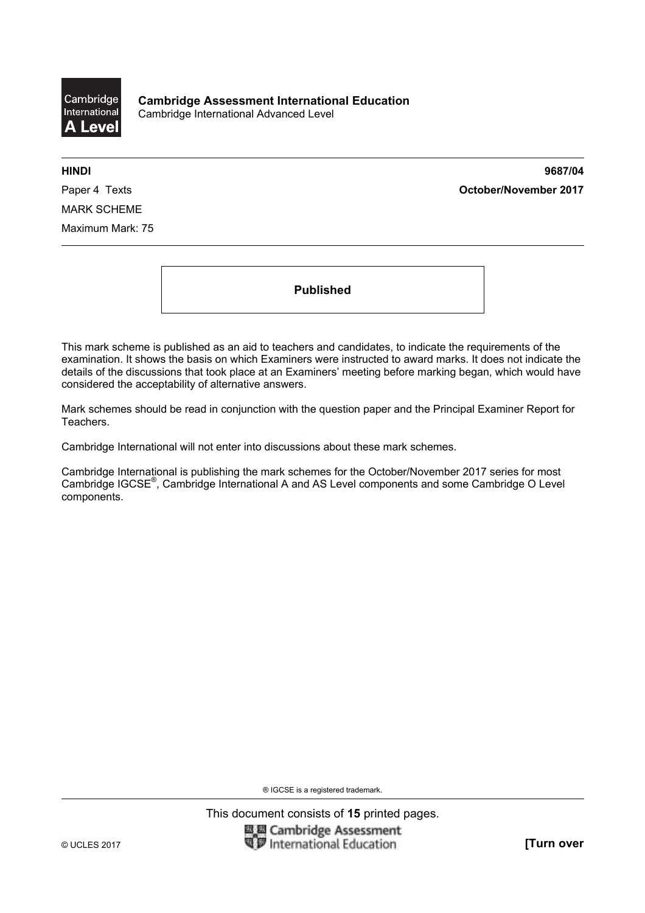**Cambridge Assessment International Education**
Cambridge International Advanced Level

**HINDI** **9687/04**

Paper 4 Texts **October/November 2017**

MARK SCHEME

Maximum Mark: 75

**Published**

This mark scheme is published as an aid to teachers and candidates, to indicate the requirements of the examination. It shows the basis on which Examiners were instructed to award marks. It does not indicate the details of the discussions that took place at an Examiners' meeting before marking began, which would have considered the acceptability of alternative answers.

Mark schemes should be read in conjunction with the question paper and the Principal Examiner Report for Teachers.

Cambridge International will not enter into discussions about these mark schemes.

Cambridge International is publishing the mark schemes for the October/November 2017 series for most Cambridge IGCSE®, Cambridge International A and AS Level components and some Cambridge O Level components.

® IGCSE is a registered trademark.

This document consists of **15** printed pages.

© UCLES 2017 **[Turn over**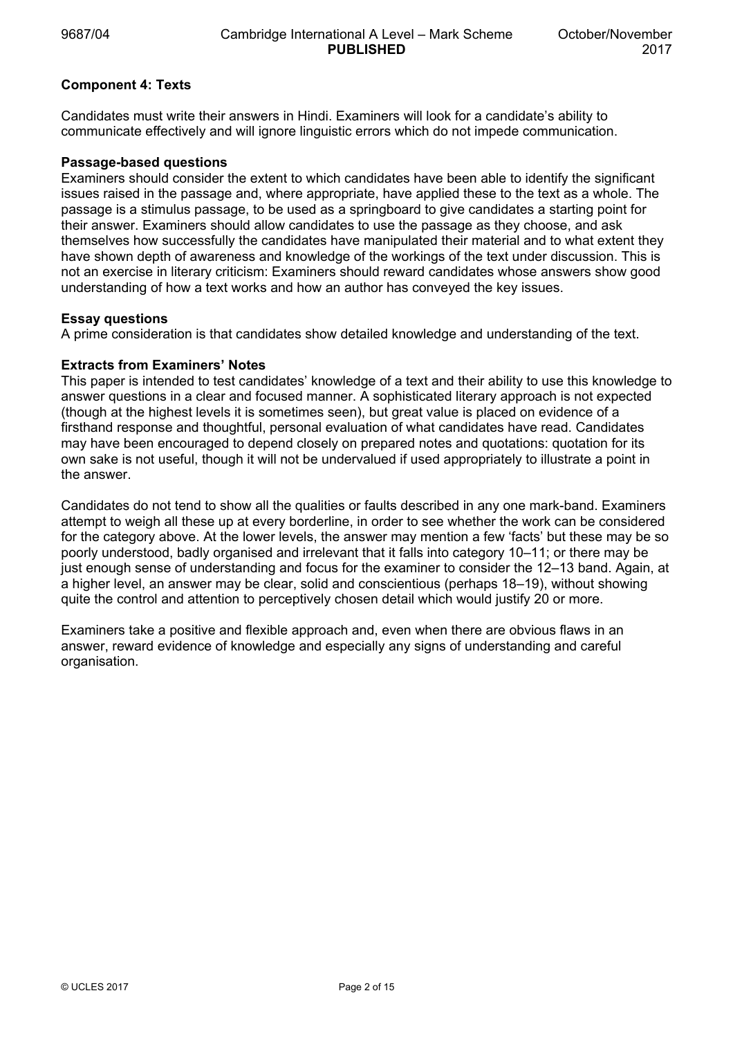## Component 4: Texts

Candidates must write their answers in Hindi. Examiners will look for a candidate's ability to communicate effectively and will ignore linguistic errors which do not impede communication.

### Passage-based questions

Examiners should consider the extent to which candidates have been able to identify the significant issues raised in the passage and, where appropriate, have applied these to the text as a whole. The passage is a stimulus passage, to be used as a springboard to give candidates a starting point for their answer. Examiners should allow candidates to use the passage as they choose, and ask themselves how successfully the candidates have manipulated their material and to what extent they have shown depth of awareness and knowledge of the workings of the text under discussion. This is not an exercise in literary criticism: Examiners should reward candidates whose answers show good understanding of how a text works and how an author has conveyed the key issues.

### Essay questions

A prime consideration is that candidates show detailed knowledge and understanding of the text.

### Extracts from Examiners' Notes

This paper is intended to test candidates' knowledge of a text and their ability to use this knowledge to answer questions in a clear and focused manner. A sophisticated literary approach is not expected (though at the highest levels it is sometimes seen), but great value is placed on evidence of a firsthand response and thoughtful, personal evaluation of what candidates have read. Candidates may have been encouraged to depend closely on prepared notes and quotations: quotation for its own sake is not useful, though it will not be undervalued if used appropriately to illustrate a point in the answer.

Candidates do not tend to show all the qualities or faults described in any one mark-band. Examiners attempt to weigh all these up at every borderline, in order to see whether the work can be considered for the category above. At the lower levels, the answer may mention a few 'facts' but these may be so poorly understood, badly organised and irrelevant that it falls into category 10–11; or there may be just enough sense of understanding and focus for the examiner to consider the 12–13 band. Again, at a higher level, an answer may be clear, solid and conscientious (perhaps 18–19), without showing quite the control and attention to perceptively chosen detail which would justify 20 or more.

Examiners take a positive and flexible approach and, even when there are obvious flaws in an answer, reward evidence of knowledge and especially any signs of understanding and careful organisation.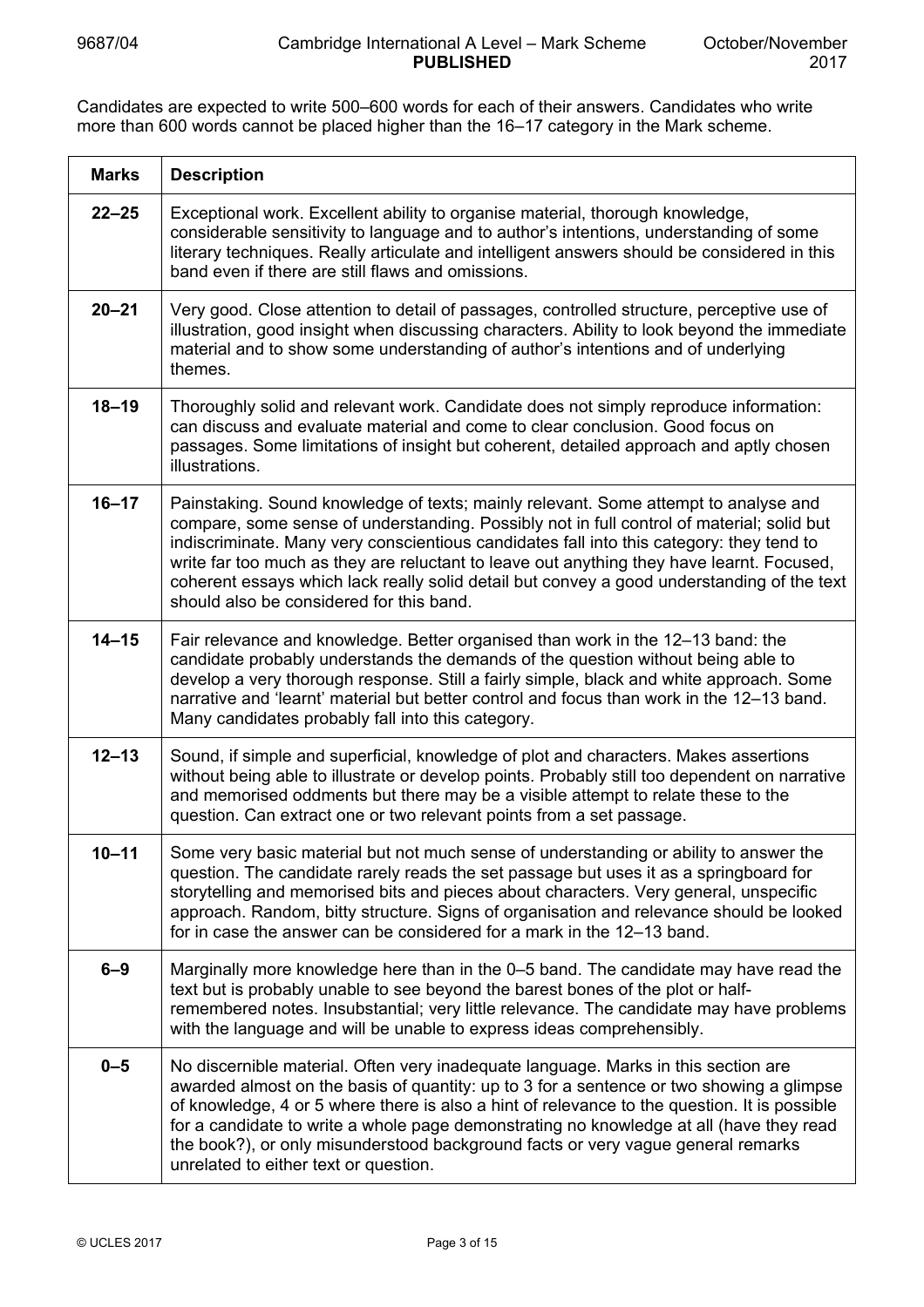Candidates are expected to write 500–600 words for each of their answers. Candidates who write more than 600 words cannot be placed higher than the 16–17 category in the Mark scheme.

| Marks | Description |
|---|---|
| 22–25 | Exceptional work. Excellent ability to organise material, thorough knowledge, considerable sensitivity to language and to author's intentions, understanding of some literary techniques. Really articulate and intelligent answers should be considered in this band even if there are still flaws and omissions. |
| 20–21 | Very good. Close attention to detail of passages, controlled structure, perceptive use of illustration, good insight when discussing characters. Ability to look beyond the immediate material and to show some understanding of author's intentions and of underlying themes. |
| 18–19 | Thoroughly solid and relevant work. Candidate does not simply reproduce information: can discuss and evaluate material and come to clear conclusion. Good focus on passages. Some limitations of insight but coherent, detailed approach and aptly chosen illustrations. |
| 16–17 | Painstaking. Sound knowledge of texts; mainly relevant. Some attempt to analyse and compare, some sense of understanding. Possibly not in full control of material; solid but indiscriminate. Many very conscientious candidates fall into this category: they tend to write far too much as they are reluctant to leave out anything they have learnt. Focused, coherent essays which lack really solid detail but convey a good understanding of the text should also be considered for this band. |
| 14–15 | Fair relevance and knowledge. Better organised than work in the 12–13 band: the candidate probably understands the demands of the question without being able to develop a very thorough response. Still a fairly simple, black and white approach. Some narrative and 'learnt' material but better control and focus than work in the 12–13 band. Many candidates probably fall into this category. |
| 12–13 | Sound, if simple and superficial, knowledge of plot and characters. Makes assertions without being able to illustrate or develop points. Probably still too dependent on narrative and memorised oddments but there may be a visible attempt to relate these to the question. Can extract one or two relevant points from a set passage. |
| 10–11 | Some very basic material but not much sense of understanding or ability to answer the question. The candidate rarely reads the set passage but uses it as a springboard for storytelling and memorised bits and pieces about characters. Very general, unspecific approach. Random, bitty structure. Signs of organisation and relevance should be looked for in case the answer can be considered for a mark in the 12–13 band. |
| 6–9 | Marginally more knowledge here than in the 0–5 band. The candidate may have read the text but is probably unable to see beyond the barest bones of the plot or half-remembered notes. Insubstantial; very little relevance. The candidate may have problems with the language and will be unable to express ideas comprehensibly. |
| 0–5 | No discernible material. Often very inadequate language. Marks in this section are awarded almost on the basis of quantity: up to 3 for a sentence or two showing a glimpse of knowledge, 4 or 5 where there is also a hint of relevance to the question. It is possible for a candidate to write a whole page demonstrating no knowledge at all (have they read the book?), or only misunderstood background facts or very vague general remarks unrelated to either text or question. |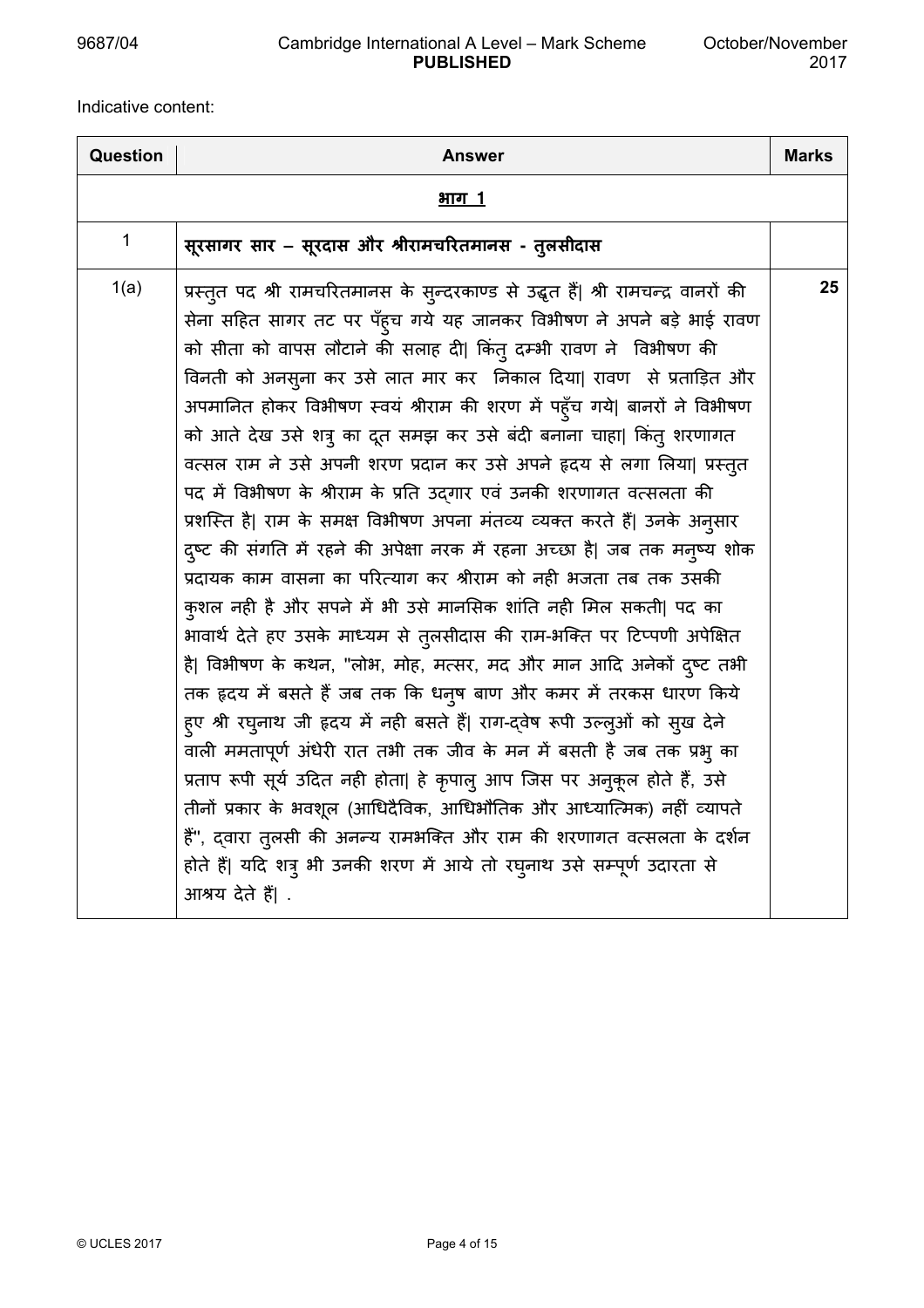Indicative content:

| Question | Answer | Marks |
|---|---|---|
| | **भाग 1** | |
| 1 | **सूरसागर सार – सूरदास और श्रीरामचरितमानस - तुलसीदास** | |
| 1(a) | प्रस्तुत पद श्री रामचरितमानस के सुन्दरकाण्ड से उद्धृत हैं। श्री रामचन्द्र वानरों की सेना सहित सागर तट पर पँहुच गये यह जानकर विभीषण ने अपने बड़े भाई रावण को सीता को वापस लौटाने की सलाह दी। किंतु दम्भी रावण ने विभीषण की विनती को अनसुना कर उसे लात मार कर निकाल दिया। रावण से प्रताड़ित और अपमानित होकर विभीषण स्वयं श्रीराम की शरण में पहुँच गये। बानरों ने विभीषण को आते देख उसे शत्रु का दूत समझ कर उसे बंदी बनाना चाहा। किंतु शरणागत वत्सल राम ने उसे अपनी शरण प्रदान कर उसे अपने हृदय से लगा लिया। प्रस्तुत पद में विभीषण के श्रीराम के प्रति उद्गार एवं उनकी शरणागत वत्सलता की प्रशस्ति है। राम के समक्ष विभीषण अपना मंतव्य व्यक्त करते हैं। उनके अनुसार दुष्ट की संगति में रहने की अपेक्षा नरक में रहना अच्छा है। जब तक मनुष्य शोक प्रदायक काम वासना का परित्याग कर श्रीराम को नही भजता तब तक उसकी कुशल नही है और सपने में भी उसे मानसिक शांति नही मिल सकती। पद का भावार्थ देते हए उसके माध्यम से तुलसीदास की राम-भक्ति पर टिप्पणी अपेक्षित है। विभीषण के कथन, "लोभ, मोह, मत्सर, मद और मान आदि अनेकों दुष्ट तभी तक हृदय में बसते हैं जब तक कि धनुष बाण और कमर में तरकस धारण किये हुए श्री रघुनाथ जी हृदय में नही बसते हैं। राग-द्वेष रूपी उल्लुओं को सुख देने वाली ममतापूर्ण अंधेरी रात तभी तक जीव के मन में बसती है जब तक प्रभु का प्रताप रूपी सूर्य उदित नही होता। हे कृपालु आप जिस पर अनुकूल होते हैं, उसे तीनों प्रकार के भवशूल (आधिदैविक, आधिभौतिक और आध्यात्मिक) नहीं व्यापते हैं", द्वारा तुलसी की अनन्य रामभक्ति और राम की शरणागत वत्सलता के दर्शन होते हैं। यदि शत्रु भी उनकी शरण में आये तो रघुनाथ उसे सम्पूर्ण उदारता से आश्रय देते हैं। . | 25 |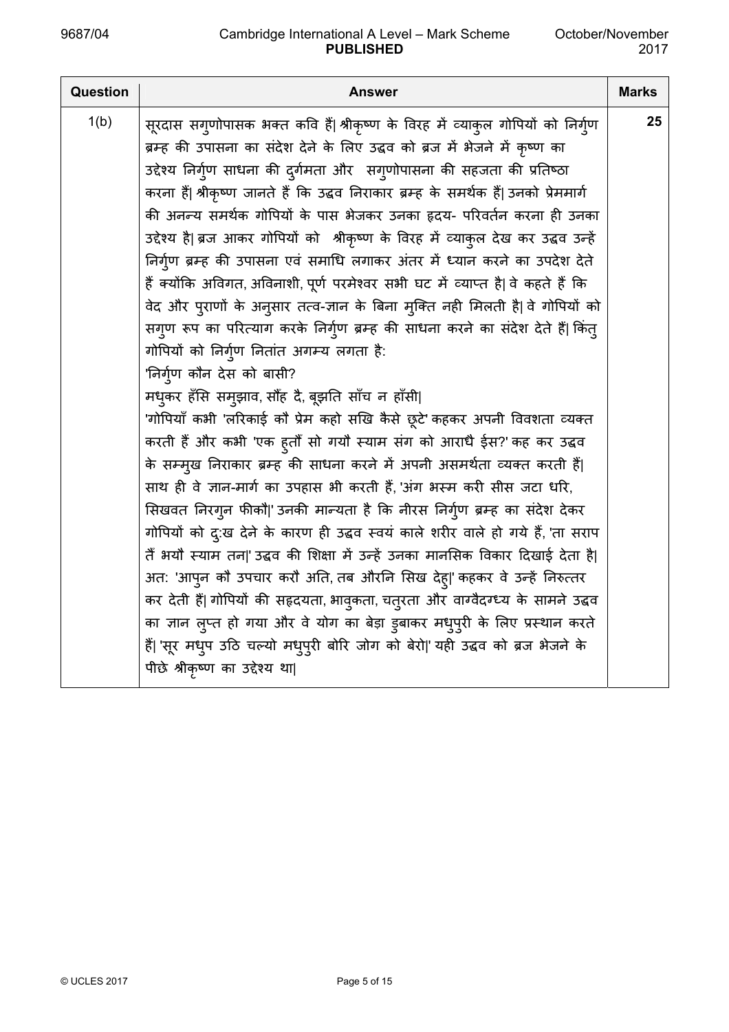| Question | Answer | Marks |
|---|---|---|
| 1(b) | सूरदास सगुणोपासक भक्त कवि हैं| श्रीकृष्ण के विरह में व्याकुल गोपियों को निर्गुण ब्रम्ह की उपासना का संदेश देने के लिए उद्धव को ब्रज में भेजने में कृष्ण का उद्देश्य निर्गुण साधना की दुर्गमता और सगुणोपासना की सहजता की प्रतिष्ठा करना हैं| श्रीकृष्ण जानते हैं कि उद्धव निराकार ब्रम्ह के समर्थक हैं| उनको प्रेममार्ग की अनन्य समर्थक गोपियों के पास भेजकर उनका हृदय- परिवर्तन करना ही उनका उद्देश्य है| ब्रज आकर गोपियों को श्रीकृष्ण के विरह में व्याकुल देख कर उद्धव उन्हें निर्गुण ब्रम्ह की उपासना एवं समाधि लगाकर अंतर में ध्यान करने का उपदेश देते हैं क्योंकि अविगत, अविनाशी, पूर्ण परमेश्वर सभी घट में व्याप्त है| वे कहते हैं कि वेद और पुराणों के अनुसार तत्व-ज्ञान के बिना मुक्ति नही मिलती है| वे गोपियों को सगुण रूप का परित्याग करके निर्गुण ब्रम्ह की साधना करने का संदेश देते हैं| किंतु गोपियों को निर्गुण नितांत अगम्य लगता है:<br>'निर्गुण कौन देस को बासी?<br>मधुकर हँसि समुझाव, सौंह दै, बूझति साँच न हाँसी\|<br>'गोपियाँ कभी 'लरिकाई कौ प्रेम कहो सखि कैसे छूटे' कहकर अपनी विवशता व्यक्त करती हैं और कभी 'एक हुतौं सो गयौ स्याम संग को आराधै ईस?' कह कर उद्धव के सम्मुख निराकार ब्रम्ह की साधना करने में अपनी असमर्थता व्यक्त करती हैं| साथ ही वे ज्ञान-मार्ग का उपहास भी करती हैं, 'अंग भस्म करी सीस जटा धरि, सिखवत निरगुन फीकौ\|' उनकी मान्यता है कि नीरस निर्गुण ब्रम्ह का संदेश देकर गोपियों को दु:ख देने के कारण ही उद्धव स्वयं काले शरीर वाले हो गये हैं, 'ता सराप तैं भयौ स्याम तन\|' उद्धव की शिक्षा में उन्हें उनका मानसिक विकार दिखाई देता है| अत: 'आपुन कौ उपचार करौ अति, तब औरनि सिख देहु\|' कहकर वे उन्हें निरुत्तर कर देती हैं| गोपियों की सहृदयता, भावुकता, चतुरता और वाग्वैदग्ध्य के सामने उद्धव का ज्ञान लुप्त हो गया और वे योग का बेड़ा डुबाकर मधुपुरी के लिए प्रस्थान करते हैं| 'सूर मधुप उठि चल्यो मधुपुरी बोरि जोग को बेरो\|' यही उद्धव को ब्रज भेजने के पीछे श्रीकृष्ण का उद्देश्य था| | 25 |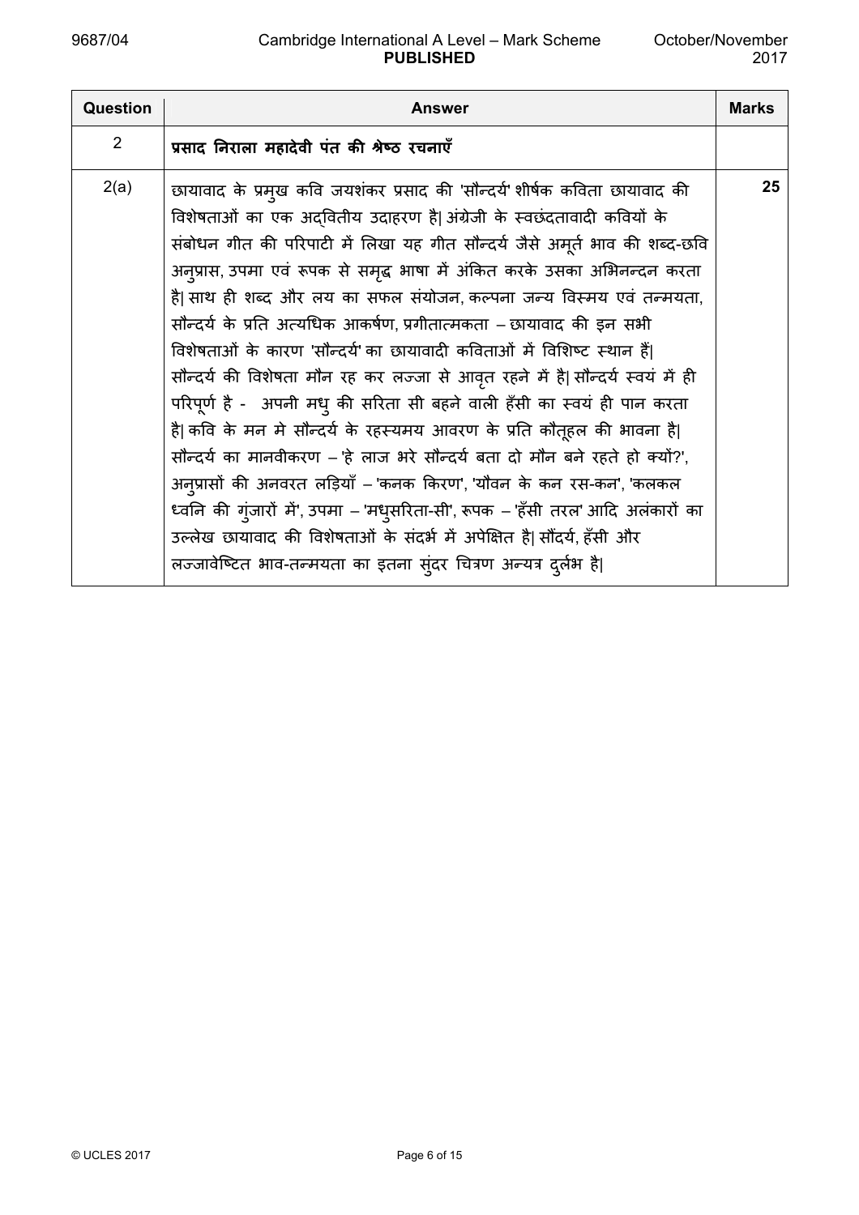| Question | Answer | Marks |
|---|---|---|
| 2 | **प्रसाद निराला महादेवी पंत की श्रेष्ठ रचनाएँ** | |
| 2(a) | छायावाद के प्रमुख कवि जयशंकर प्रसाद की 'सौन्दर्य' शीर्षक कविता छायावाद की विशेषताओं का एक अद्वितीय उदाहरण है। अंग्रेजी के स्वछंदतावादी कवियों के संबोधन गीत की परिपाटी में लिखा यह गीत सौन्दर्य जैसे अमूर्त भाव की शब्द-छवि अनुप्रास, उपमा एवं रूपक से समृद्ध भाषा में अंकित करके उसका अभिनन्दन करता है। साथ ही शब्द और लय का सफल संयोजन, कल्पना जन्य विस्मय एवं तन्मयता, सौन्दर्य के प्रति अत्यधिक आकर्षण, प्रगीतात्मकता – छायावाद की इन सभी विशेषताओं के कारण 'सौन्दर्य' का छायावादी कविताओं में विशिष्ट स्थान हैं। सौन्दर्य की विशेषता मौन रह कर लज्जा से आवृत रहने में है। सौन्दर्य स्वयं में ही परिपूर्ण है - अपनी मधु की सरिता सी बहने वाली हँसी का स्वयं ही पान करता है। कवि के मन मे सौन्दर्य के रहस्यमय आवरण के प्रति कौतूहल की भावना है। सौन्दर्य का मानवीकरण – 'हे लाज भरे सौन्दर्य बता दो मौन बने रहते हो क्यों?', अनुप्रासों की अनवरत लड़ियाँ – 'कनक किरण', 'यौवन के कन रस-कन', 'कलकल ध्वनि की गुंजारों में', उपमा – 'मधुसरिता-सी', रूपक – 'हँसी तरल' आदि अलंकारों का उल्लेख छायावाद की विशेषताओं के संदर्भ में अपेक्षित है। सौंदर्य, हँसी और लज्जावेष्टित भाव-तन्मयता का इतना सुंदर चित्रण अन्यत्र दुर्लभ है। | 25 |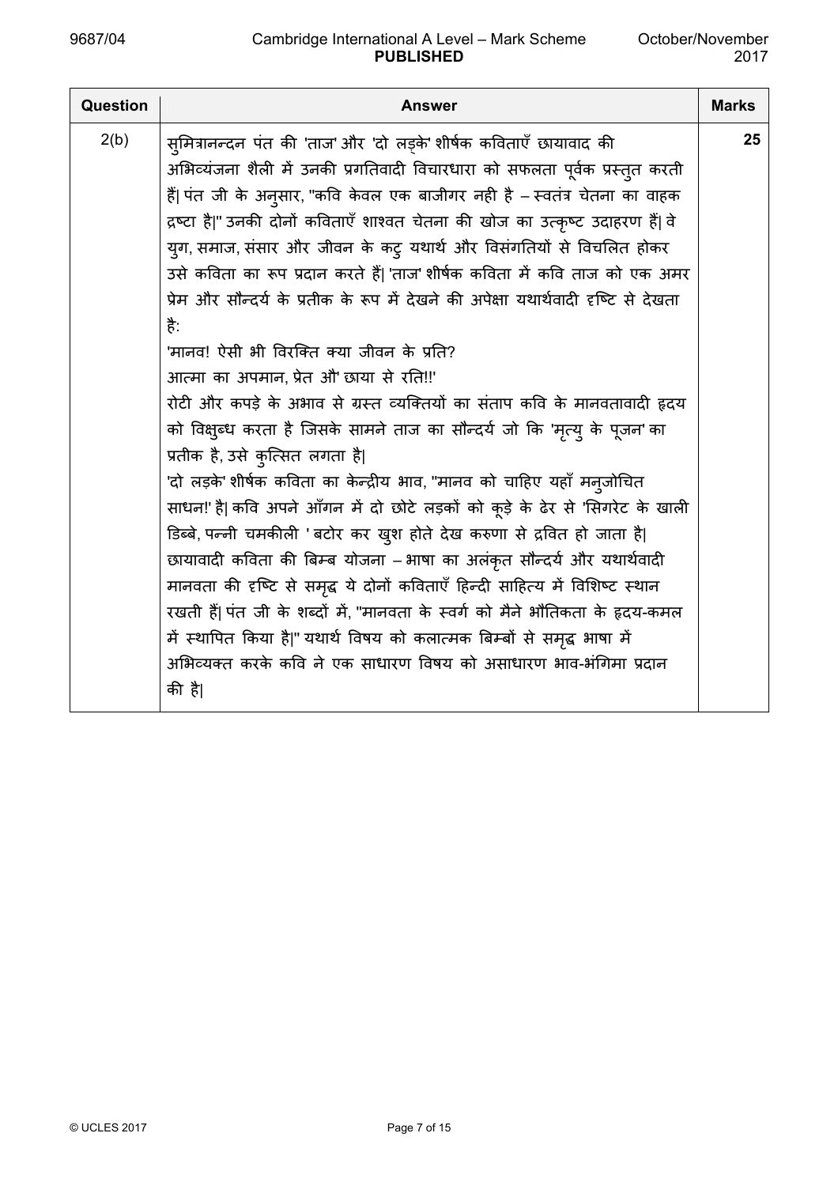| Question | Answer | Marks |
|---|---|---|
| 2(b) | सुमित्रानन्दन पंत की 'ताज' और 'दो लड़के' शीर्षक कविताएँ छायावाद की अभिव्यंजना शैली में उनकी प्रगतिवादी विचारधारा को सफलता पूर्वक प्रस्तुत करती हैं। पंत जी के अनुसार, "कवि केवल एक बाजीगर नही है – स्वतंत्र चेतना का वाहक द्रष्टा है।" उनकी दोनों कविताएँ शाश्वत चेतना की खोज का उत्कृष्ट उदाहरण हैं। वे युग, समाज, संसार और जीवन के कटु यथार्थ और विसंगतियों से विचलित होकर उसे कविता का रूप प्रदान करते हैं। 'ताज' शीर्षक कविता में कवि ताज को एक अमर प्रेम और सौन्दर्य के प्रतीक के रूप में देखने की अपेक्षा यथार्थवादी दृष्टि से देखता है:<br>'मानव! ऐसी भी विरक्ति क्या जीवन के प्रति?<br>आत्मा का अपमान, प्रेत औ' छाया से रति!!'<br>रोटी और कपड़े के अभाव से ग्रस्त व्यक्तियों का संताप कवि के मानवतावादी हृदय को विक्षुब्ध करता है जिसके सामने ताज का सौन्दर्य जो कि 'मृत्यु के पूजन' का प्रतीक है, उसे कुत्सित लगता है।<br>'दो लड़के' शीर्षक कविता का केन्द्रीय भाव, "मानव को चाहिए यहाँ मनुजोचित साधन!' है। कवि अपने आँगन में दो छोटे लड़कों को कूड़े के ढेर से 'सिगरेट के खाली डिब्बे, पन्नी चमकीली ' बटोर कर खुश होते देख करुणा से द्रवित हो जाता है।<br>छायावादी कविता की बिम्ब योजना – भाषा का अलंकृत सौन्दर्य और यथार्थवादी मानवता की दृष्टि से समृद्ध ये दोनों कविताएँ हिन्दी साहित्य में विशिष्ट स्थान रखती हैं। पंत जी के शब्दों में, "मानवता के स्वर्ग को मैने भौतिकता के हृदय-कमल में स्थापित किया है।" यथार्थ विषय को कलात्मक बिम्बों से समृद्ध भाषा में अभिव्यक्त करके कवि ने एक साधारण विषय को असाधारण भाव-भंगिमा प्रदान की है। | 25 |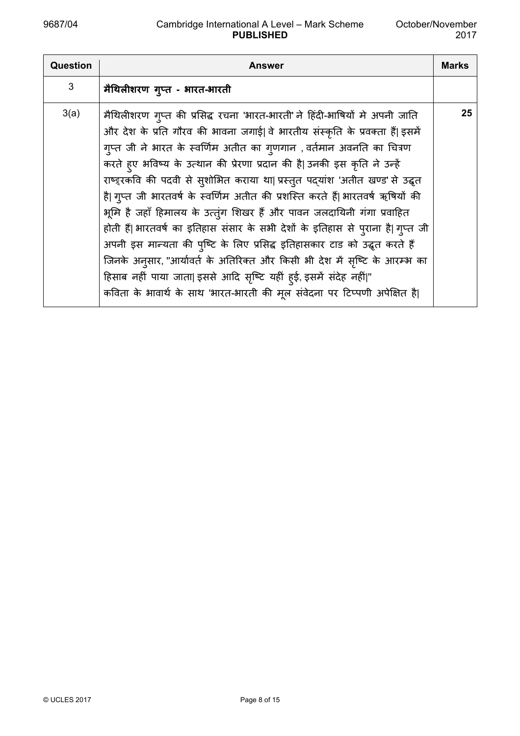| Question | Answer | Marks |
|---|---|---|
| 3 | **मैथिलीशरण गुप्त - भारत-भारती** | |
| 3(a) | मैथिलीशरण गुप्त की प्रसिद्ध रचना 'भारत-भारती' ने हिंदी-भाषियों मे अपनी जाति और देश के प्रति गौरव की भावना जगाई\| वे भारतीय संस्कृति के प्रवक्ता हैं\| इसमें गुप्त जी ने भारत के स्वर्णिम अतीत का गुणगान , वर्तमान अवनति का चित्रण करते हुए भविष्य के उत्थान की प्रेरणा प्रदान की है\| उनकी इस कृति ने उन्हें राष्ट्रकवि की पदवी से सुशोभित कराया था\| प्रस्तुत पद्यांश 'अतीत खण्ड' से उद्धृत है\| गुप्त जी भारतवर्ष के स्वर्णिम अतीत की प्रशस्ति करते हैं\| भारतवर्ष ऋषियों की भूमि है जहाँ हिमालय के उत्तुंग शिखर हैं और पावन जलदायिनी गंगा प्रवाहित होती हैं\| भारतवर्ष का इतिहास संसार के सभी देशों के इतिहास से पुराना है\| गुप्त जी अपनी इस मान्यता की पुष्टि के लिए प्रसिद्ध इतिहासकार टाड को उद्धृत करते हैं जिनके अनुसार, "आर्यावर्त के अतिरिक्त और किसी भी देश में सृष्टि के आरम्भ का हिसाब नहीं पाया जाता\| इससे आदि सृष्टि यहीं हुई, इसमें संदेह नहीं\|"<br>कविता के भावार्थ के साथ 'भारत-भारती की मूल संवेदना पर टिप्पणी अपेक्षित है\| | 25 |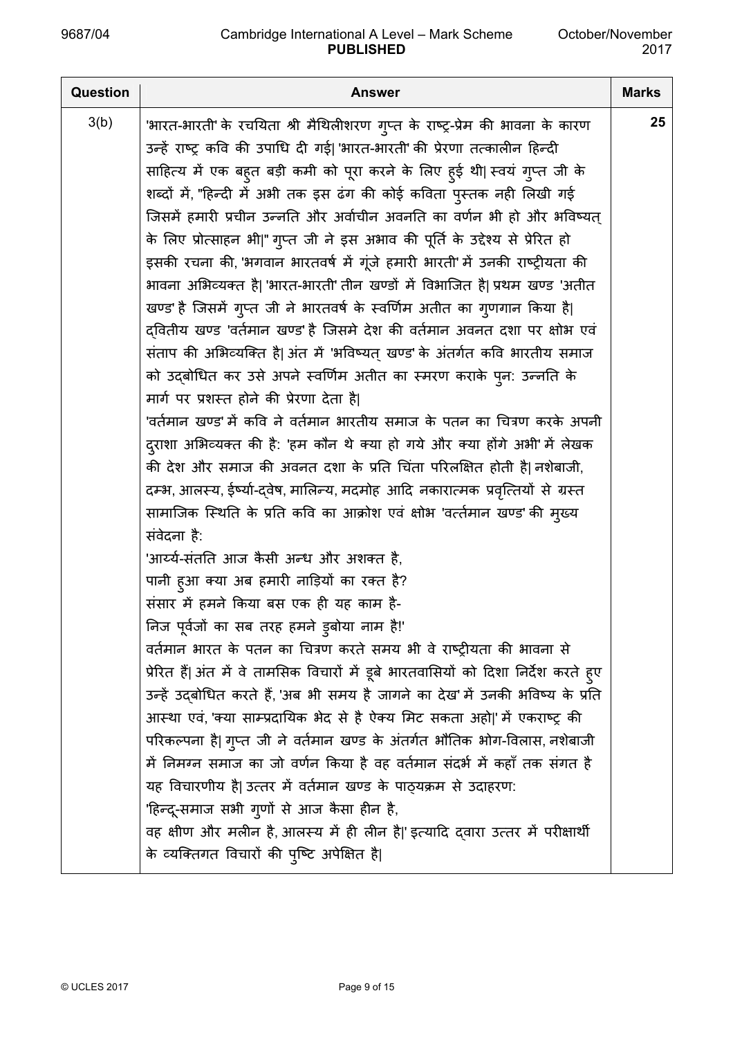| Question | Answer | Marks |
|---|---|---|
| 3(b) | 'भारत-भारती' के रचयिता श्री मैथिलीशरण गुप्त के राष्ट्र-प्रेम की भावना के कारण उन्हें राष्ट्र कवि की उपाधि दी गई\| 'भारत-भारती' की प्रेरणा तत्कालीन हिन्दी साहित्य में एक बहुत बड़ी कमी को पूरा करने के लिए हुई थी\| स्वयं गुप्त जी के शब्दों में, "हिन्दी में अभी तक इस ढंग की कोई कविता पुस्तक नही लिखी गई जिसमें हमारी प्रचीन उन्नति और अर्वाचीन अवनति का वर्णन भी हो और भविष्यत् के लिए प्रोत्साहन भी\|" गुप्त जी ने इस अभाव की पूर्ति के उद्देश्य से प्रेरित हो इसकी रचना की, 'भगवान भारतवर्ष में गूंजे हमारी भारती' में उनकी राष्ट्रीयता की भावना अभिव्यक्त है\| 'भारत-भारती' तीन खण्डों में विभाजित है\| प्रथम खण्ड 'अतीत खण्ड' है जिसमें गुप्त जी ने भारतवर्ष के स्वर्णिम अतीत का गुणगान किया है\| द्वितीय खण्ड 'वर्तमान खण्ड' है जिसमे देश की वर्तमान अवनत दशा पर क्षोभ एवं संताप की अभिव्यक्ति है\| अंत में 'भविष्यत् खण्ड' के अंतर्गत कवि भारतीय समाज को उद्बोधित कर उसे अपने स्वर्णिम अतीत का स्मरण कराके पुन: उन्नति के मार्ग पर प्रशस्त होने की प्रेरणा देता है\|<br>'वर्तमान खण्ड' में कवि ने वर्तमान भारतीय समाज के पतन का चित्रण करके अपनी दुराशा अभिव्यक्त की है: 'हम कौन थे क्या हो गये और क्या होंगे अभी' में लेखक की देश और समाज की अवनत दशा के प्रति चिंता परिलक्षित होती है\| नशेबाजी, दम्भ, आलस्य, ईर्ष्या-द्वेष, मालिन्य, मदमोह आदि नकारात्मक प्रवृत्तियों से ग्रस्त सामाजिक स्थिति के प्रति कवि का आक्रोश एवं क्षोभ 'वर्त्तमान खण्ड' की मुख्य संवेदना है:<br>'आर्य्य-संतति आज कैसी अन्ध और अशक्त है,<br>पानी हुआ क्या अब हमारी नाड़ियों का रक्त है?<br>संसार में हमने किया बस एक ही यह काम है-<br>निज पूर्वजों का सब तरह हमने डुबोया नाम है!'<br>वर्तमान भारत के पतन का चित्रण करते समय भी वे राष्ट्रीयता की भावना से प्रेरित हैं\| अंत में वे तामसिक विचारों में डूबे भारतवासियों को दिशा निर्देश करते हुए उन्हें उद्बोधित करते हैं, 'अब भी समय है जागने का देख' में उनकी भविष्य के प्रति आस्था एवं, 'क्या साम्प्रदायिक भेद से है ऐक्य मिट सकता अहो\|' में एकराष्ट्र की परिकल्पना है\| गुप्त जी ने वर्तमान खण्ड के अंतर्गत भौतिक भोग-विलास, नशेबाजी में निमग्न समाज का जो वर्णन किया है वह वर्तमान संदर्भ में कहाँ तक संगत है यह विचारणीय है\| उत्तर में वर्तमान खण्ड के पाठ्यक्रम से उदाहरण:<br>'हिन्दू-समाज सभी गुणों से आज कैसा हीन है,<br>वह क्षीण और मलीन है, आलस्य में ही लीन है\|' इत्यादि द्वारा उत्तर में परीक्षार्थी के व्यक्तिगत विचारों की पुष्टि अपेक्षित है\| | 25 |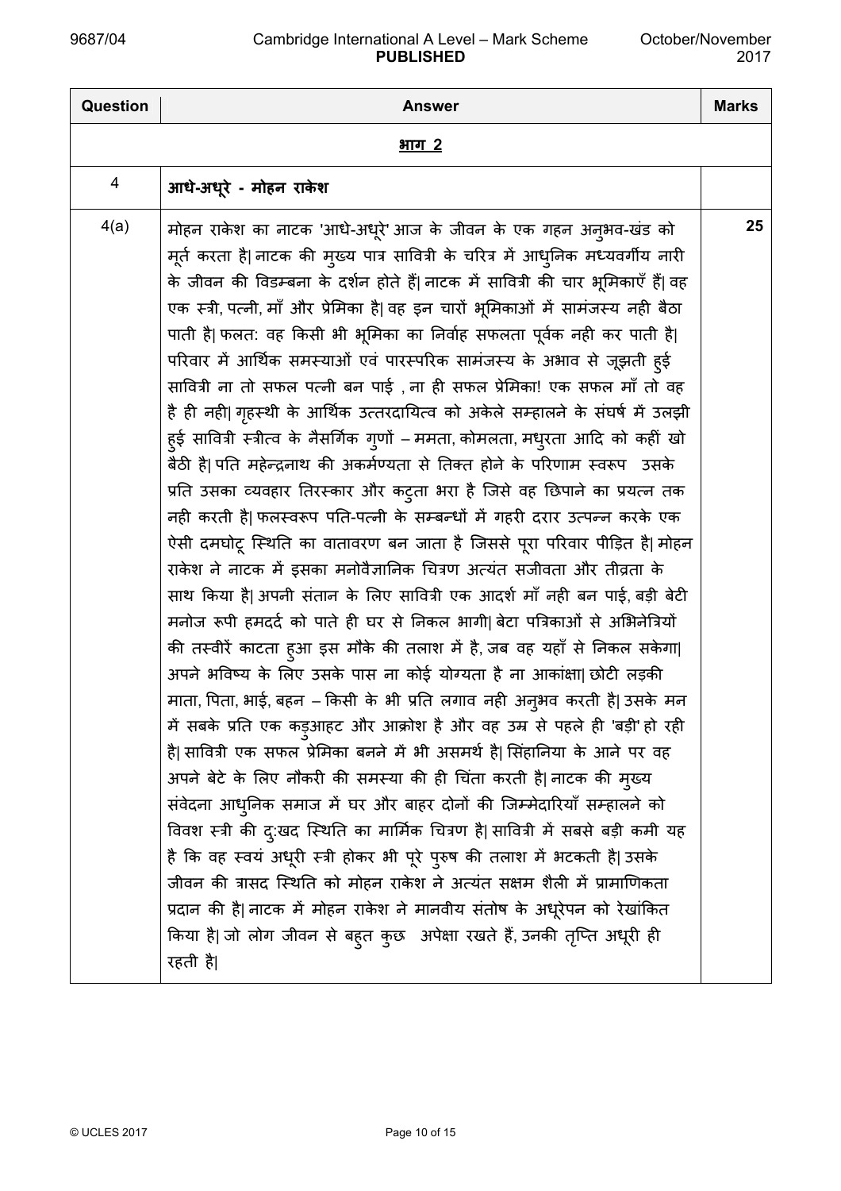| Question | Answer | Marks |
|---|---|---|
| | **<u>भाग 2</u>** | |
| 4 | **आधे-अधूरे - मोहन राकेश** | |
| 4(a) | मोहन राकेश का नाटक 'आधे-अधूरे' आज के जीवन के एक गहन अनुभव-खंड को मूर्त करता है\| नाटक की मुख्य पात्र सावित्री के चरित्र में आधुनिक मध्यवर्गीय नारी के जीवन की विडम्बना के दर्शन होते हैं\| नाटक में सावित्री की चार भूमिकाएँ हैं\| वह एक स्त्री, पत्नी, माँ और प्रेमिका है\| वह इन चारों भूमिकाओं में सामंजस्य नही बैठा पाती है\| फलतः वह किसी भी भूमिका का निर्वाह सफलता पूर्वक नही कर पाती है\| परिवार में आर्थिक समस्याओं एवं पारस्परिक सामंजस्य के अभाव से जूझती हुई सावित्री ना तो सफल पत्नी बन पाई , ना ही सफल प्रेमिका! एक सफल माँ तो वह है ही नही\| गृहस्थी के आर्थिक उत्तरदायित्व को अकेले सम्हालने के संघर्ष में उलझी हुई सावित्री स्त्रीत्व के नैसर्गिक गुणों – ममता, कोमलता, मधुरता आदि को कहीं खो बैठी है\| पति महेन्द्रनाथ की अकर्मण्यता से तिक्त होने के परिणाम स्वरूप उसके प्रति उसका व्यवहार तिरस्कार और कटुता भरा है जिसे वह छिपाने का प्रयत्न तक नही करती है\| फलस्वरूप पति-पत्नी के सम्बन्धों में गहरी दरार उत्पन्न करके एक ऐसी दमघोटू स्थिति का वातावरण बन जाता है जिससे पूरा परिवार पीड़ित है\| मोहन राकेश ने नाटक में इसका मनोवैज्ञानिक चित्रण अत्यंत सजीवता और तीव्रता के साथ किया है\| अपनी संतान के लिए सावित्री एक आदर्श माँ नही बन पाई, बड़ी बेटी मनोज रूपी हमदर्द को पाते ही घर से निकल भागी\| बेटा पत्रिकाओं से अभिनेत्रियों की तस्वीरें काटता हुआ इस मौके की तलाश में है, जब वह यहाँ से निकल सकेगा\| अपने भविष्य के लिए उसके पास ना कोई योग्यता है ना आकांक्षा\| छोटी लड़की माता, पिता, भाई, बहन – किसी के भी प्रति लगाव नही अनुभव करती है\| उसके मन में सबके प्रति एक कड़ुआहट और आक्रोश है और वह उम्र से पहले ही 'बड़ी' हो रही है\| सावित्री एक सफल प्रेमिका बनने में भी असमर्थ है\| सिंहानिया के आने पर वह अपने बेटे के लिए नौकरी की समस्या की ही चिंता करती है\| नाटक की मुख्य संवेदना आधुनिक समाज में घर और बाहर दोनों की जिम्मेदारियाँ सम्हालने को विवश स्त्री की दु:खद स्थिति का मार्मिक चित्रण है\| सावित्री में सबसे बड़ी कमी यह है कि वह स्वयं अधूरी स्त्री होकर भी पूरे पुरुष की तलाश में भटकती है\| उसके जीवन की त्रासद स्थिति को मोहन राकेश ने अत्यंत सक्षम शैली में प्रामाणिकता प्रदान की है\| नाटक में मोहन राकेश ने मानवीय संतोष के अधूरेपन को रेखांकित किया है\| जो लोग जीवन से बहुत कुछ अपेक्षा रखते हैं, उनकी तृप्ति अधूरी ही रहती है\| | 25 |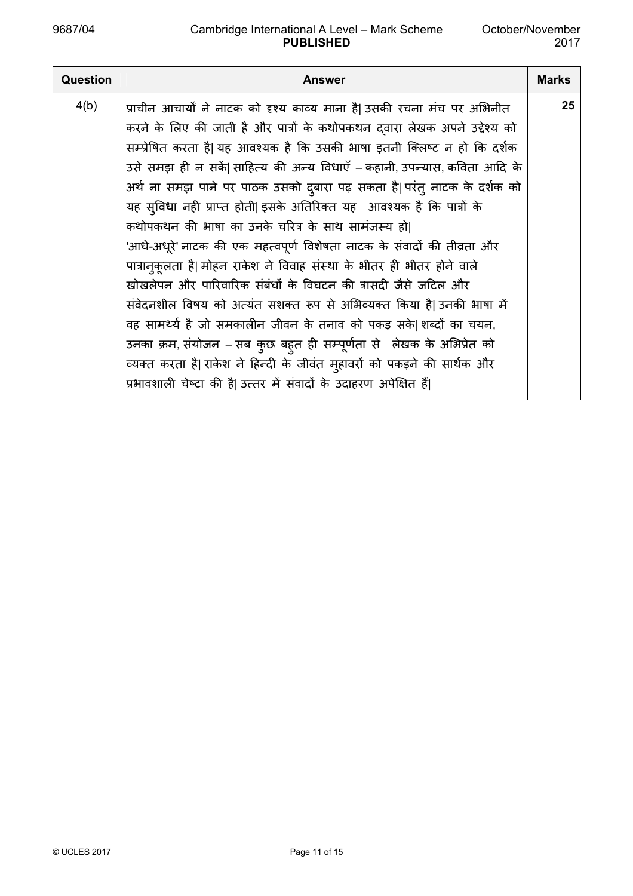| Question | Answer | Marks |
| --- | --- | --- |
| 4(b) | प्राचीन आचार्यों ने नाटक को दृश्य काव्य माना है\| उसकी रचना मंच पर अभिनीत करने के लिए की जाती है और पात्रों के कथोपकथन द्वारा लेखक अपने उद्देश्य को सम्प्रेषित करता है\| यह आवश्यक है कि उसकी भाषा इतनी क्लिष्ट न हो कि दर्शक उसे समझ ही न सकें\| साहित्य की अन्य विधाएँ – कहानी, उपन्यास, कविता आदि के अर्थ ना समझ पाने पर पाठक उसको दुबारा पढ़ सकता है\| परंतु नाटक के दर्शक को यह सुविधा नही प्राप्त होती\| इसके अतिरिक्त यह आवश्यक है कि पात्रों के कथोपकथन की भाषा का उनके चरित्र के साथ सामंजस्य हो\|<br>'आधे-अधूरे' नाटक की एक महत्वपूर्ण विशेषता नाटक के संवादों की तीव्रता और पात्रानुकूलता है\| मोहन राकेश ने विवाह संस्था के भीतर ही भीतर होने वाले खोखलेपन और पारिवारिक संबंधों के विघटन की त्रासदी जैसे जटिल और संवेदनशील विषय को अत्यंत सशक्त रूप से अभिव्यक्त किया है\| उनकी भाषा में वह सामर्थ्य है जो समकालीन जीवन के तनाव को पकड़ सके\| शब्दों का चयन, उनका क्रम, संयोजन – सब कुछ बहुत ही सम्पूर्णता से लेखक के अभिप्रेत को व्यक्त करता है\| राकेश ने हिन्दी के जीवंत मुहावरों को पकड़ने की सार्थक और प्रभावशाली चेष्टा की है\| उत्तर में संवादों के उदाहरण अपेक्षित हैं\| | 25 |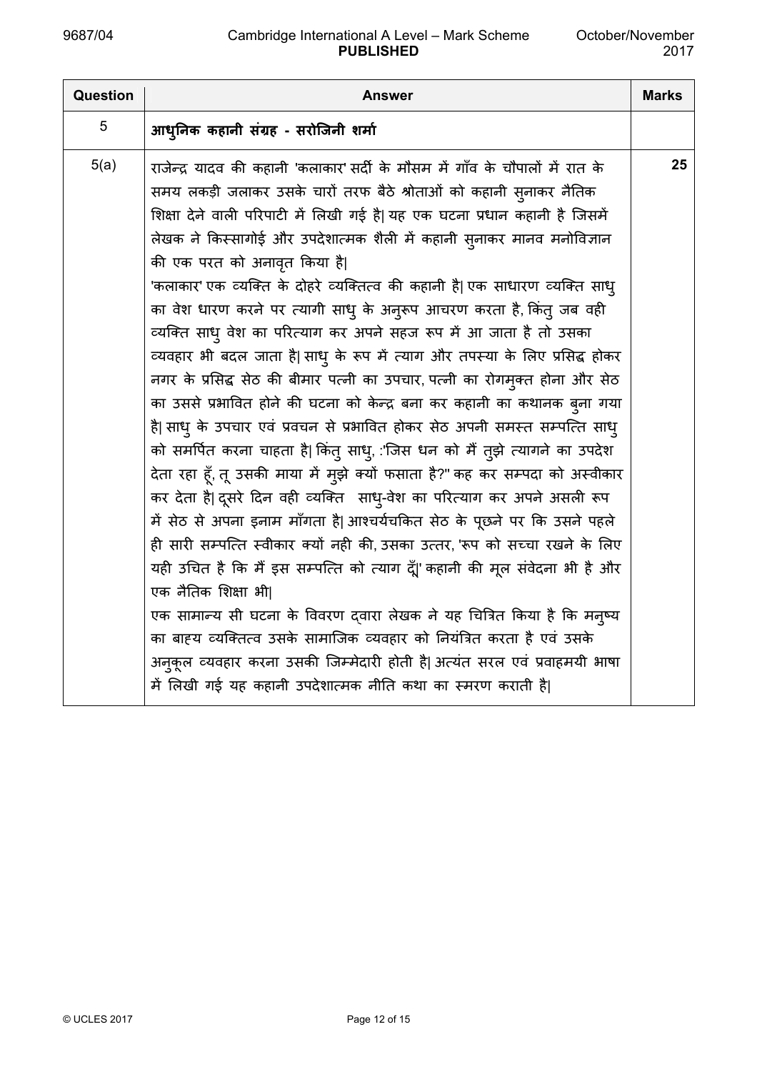| Question | Answer | Marks |
|---|---|---|
| 5 | **आधुनिक कहानी संग्रह - सरोजिनी शर्मा** | |
| 5(a) | राजेन्द्र यादव की कहानी 'कलाकार' सर्दी के मौसम में गाँव के चौपालों में रात के समय लकड़ी जलाकर उसके चारों तरफ बैठे श्रोताओं को कहानी सुनाकर नैतिक शिक्षा देने वाली परिपाटी में लिखी गई है। यह एक घटना प्रधान कहानी है जिसमें लेखक ने किस्सागोई और उपदेशात्मक शैली में कहानी सुनाकर मानव मनोविज्ञान की एक परत को अनावृत किया है।<br>'कलाकार' एक व्यक्ति के दोहरे व्यक्तित्व की कहानी है। एक साधारण व्यक्ति साधु का वेश धारण करने पर त्यागी साधु के अनुरूप आचरण करता है, किंतु जब वही व्यक्ति साधु वेश का परित्याग कर अपने सहज रूप में आ जाता है तो उसका व्यवहार भी बदल जाता है। साधु के रूप में त्याग और तपस्या के लिए प्रसिद्ध होकर नगर के प्रसिद्ध सेठ की बीमार पत्नी का उपचार, पत्नी का रोगमुक्त होना और सेठ का उससे प्रभावित होने की घटना को केन्द्र बना कर कहानी का कथानक बुना गया है। साधु के उपचार एवं प्रवचन से प्रभावित होकर सेठ अपनी समस्त सम्पत्ति साधु को समर्पित करना चाहता है। किंतु साधु, :'जिस धन को मैं तुझे त्यागने का उपदेश देता रहा हूँ, तू उसकी माया में मुझे क्यों फसाता है?" कह कर सम्पदा को अस्वीकार कर देता है। दूसरे दिन वही व्यक्ति साधु-वेश का परित्याग कर अपने असली रूप में सेठ से अपना इनाम माँगता है। आश्चर्यचकित सेठ के पूछने पर कि उसने पहले ही सारी सम्पत्ति स्वीकार क्यों नही की, उसका उत्तर, 'रूप को सच्चा रखने के लिए यही उचित है कि मैं इस सम्पत्ति को त्याग दूँ।' कहानी की मूल संवेदना भी है और एक नैतिक शिक्षा भी।<br>एक सामान्य सी घटना के विवरण द्वारा लेखक ने यह चित्रित किया है कि मनुष्य का बाह्य व्यक्तित्व उसके सामाजिक व्यवहार को नियंत्रित करता है एवं उसके अनुकूल व्यवहार करना उसकी जिम्मेदारी होती है। अत्यंत सरल एवं प्रवाहमयी भाषा में लिखी गई यह कहानी उपदेशात्मक नीति कथा का स्मरण कराती है। | 25 |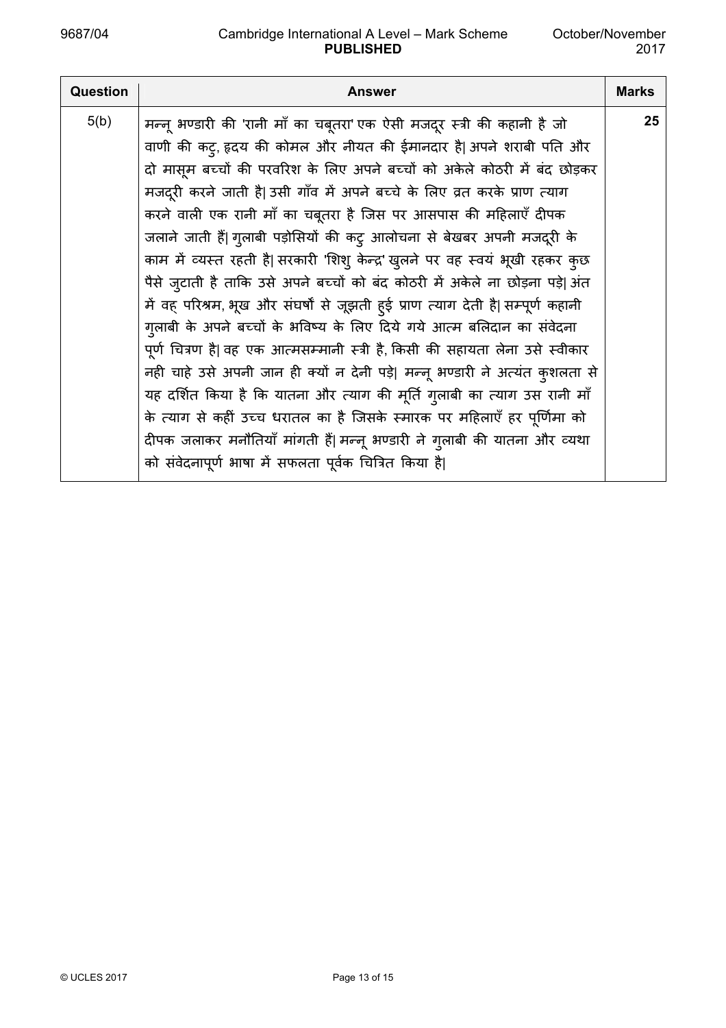| Question | Answer | Marks |
|---|---|---|
| 5(b) | मन्नू भण्डारी की 'रानी माँ का चबूतरा' एक ऐसी मजदूर स्त्री की कहानी है जो वाणी की कटु, हृदय की कोमल और नीयत की ईमानदार है| अपने शराबी पति और दो मासूम बच्चों की परवरिश के लिए अपने बच्चों को अकेले कोठरी में बंद छोड़कर मजदूरी करने जाती है| उसी गाँव में अपने बच्चे के लिए व्रत करके प्राण त्याग करने वाली एक रानी माँ का चबूतरा है जिस पर आसपास की महिलाएँ दीपक जलाने जाती हैं| गुलाबी पड़ोसियों की कटु आलोचना से बेखबर अपनी मजदूरी के काम में व्यस्त रहती है| सरकारी 'शिशु केन्द्र' खुलने पर वह स्वयं भूखी रहकर कुछ पैसे जुटाती है ताकि उसे अपने बच्चों को बंद कोठरी में अकेले ना छोड़ना पड़े| अंत में वह परिश्रम, भूख और संघर्षों से जूझती हुई प्राण त्याग देती है| सम्पूर्ण कहानी गुलाबी के अपने बच्चों के भविष्य के लिए दिये गये आत्म बलिदान का संवेदना पूर्ण चित्रण है| वह एक आत्मसम्मानी स्त्री है, किसी की सहायता लेना उसे स्वीकार नही चाहे उसे अपनी जान ही क्यों न देनी पड़े| मन्नू भण्डारी ने अत्यंत कुशलता से यह दर्शित किया है कि यातना और त्याग की मूर्ति गुलाबी का त्याग उस रानी माँ के त्याग से कहीं उच्च धरातल का है जिसके स्मारक पर महिलाएँ हर पूर्णिमा को दीपक जलाकर मनौतियाँ मांगती हैं| मन्नू भण्डारी ने गुलाबी की यातना और व्यथा को संवेदनापूर्ण भाषा में सफलता पूर्वक चित्रित किया है| | 25 |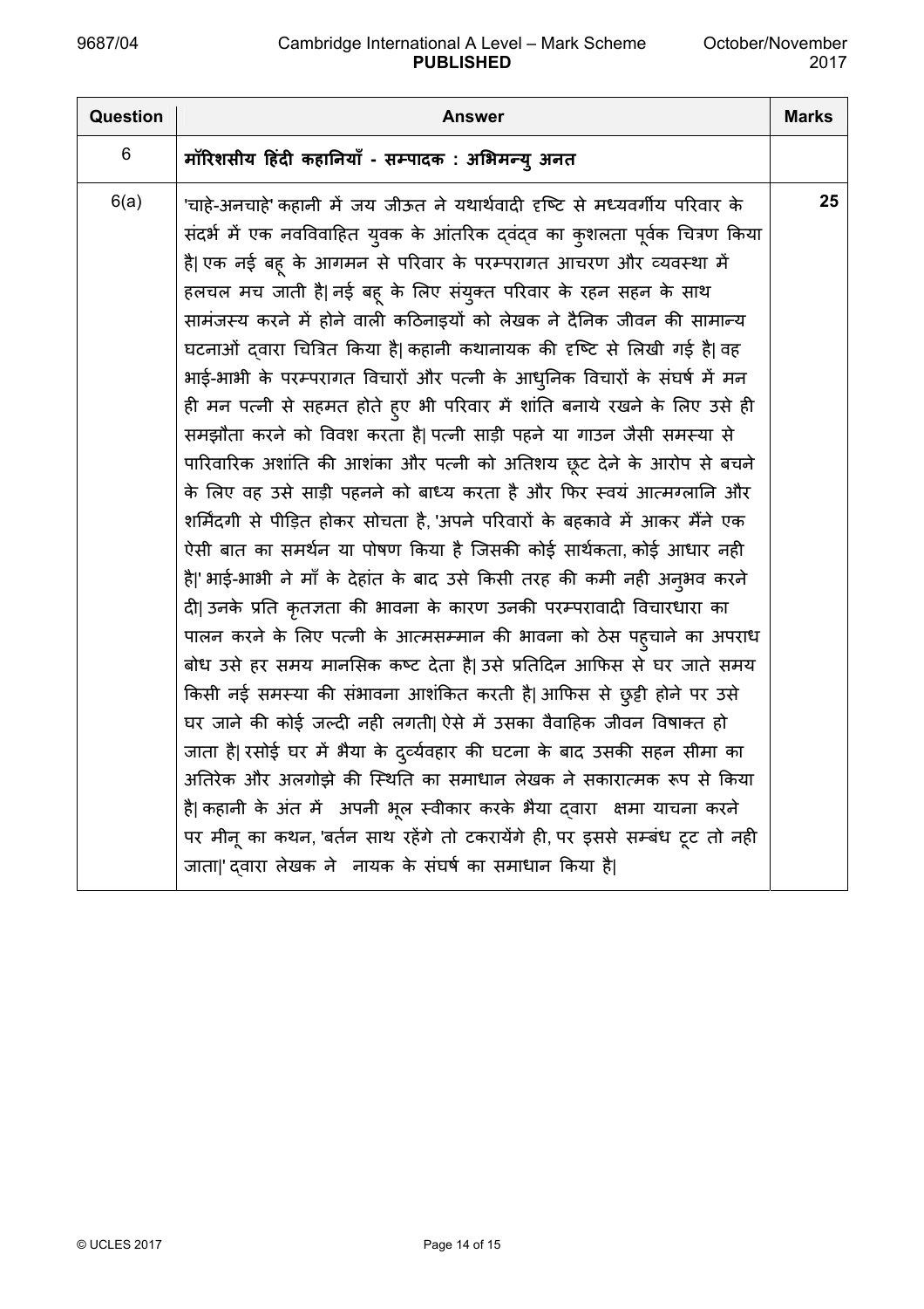| Question | Answer | Marks |
|---|---|---|
| 6 | **मॉरिशसीय हिंदी कहानियाँ - सम्पादक : अभिमन्यु अनत** | |
| 6(a) | 'चाहे-अनचाहे' कहानी में जय जीऊत ने यथार्थवादी दृष्टि से मध्यवर्गीय परिवार के संदर्भ में एक नवविवाहित युवक के आंतरिक द्वंद्व का कुशलता पूर्वक चित्रण किया है\| एक नई बहू के आगमन से परिवार के परम्परागत आचरण और व्यवस्था में हलचल मच जाती है\| नई बहू के लिए संयुक्त परिवार के रहन सहन के साथ सामंजस्य करने में होने वाली कठिनाइयों को लेखक ने दैनिक जीवन की सामान्य घटनाओं द्वारा चित्रित किया है\| कहानी कथानायक की दृष्टि से लिखी गई है\| वह भाई-भाभी के परम्परागत विचारों और पत्नी के आधुनिक विचारों के संघर्ष में मन ही मन पत्नी से सहमत होते हुए भी परिवार में शांति बनाये रखने के लिए उसे ही समझौता करने को विवश करता है\| पत्नी साड़ी पहने या गाउन जैसी समस्या से पारिवारिक अशांति की आशंका और पत्नी को अतिशय छूट देने के आरोप से बचने के लिए वह उसे साड़ी पहनने को बाध्य करता है और फिर स्वयं आत्मग्लानि और शर्मिंदगी से पीड़ित होकर सोचता है, 'अपने परिवारों के बहकावे में आकर मैंने एक ऐसी बात का समर्थन या पोषण किया है जिसकी कोई सार्थकता, कोई आधार नही है\|' भाई-भाभी ने माँ के देहांत के बाद उसे किसी तरह की कमी नही अनुभव करने दी\| उनके प्रति कृतज्ञता की भावना के कारण उनकी परम्परावादी विचारधारा का पालन करने के लिए पत्नी के आत्मसम्मान की भावना को ठेस पहुचाने का अपराध बोध उसे हर समय मानसिक कष्ट देता है\| उसे प्रतिदिन आफिस से घर जाते समय किसी नई समस्या की संभावना आशंकित करती है\| आफिस से छुट्टी होने पर उसे घर जाने की कोई जल्दी नही लगती\| ऐसे में उसका वैवाहिक जीवन विषाक्त हो जाता है\| रसोई घर में भैया के दुर्व्यवहार की घटना के बाद उसकी सहन सीमा का अतिरेक और अलगोझे की स्थिति का समाधान लेखक ने सकारात्मक रूप से किया है\| कहानी के अंत में अपनी भूल स्वीकार करके भैया द्वारा क्षमा याचना करने पर मीनू का कथन, 'बर्तन साथ रहेंगे तो टकरायेंगे ही, पर इससे सम्बंध टूट तो नही जाता\|' द्वारा लेखक ने नायक के संघर्ष का समाधान किया है\| | 25 |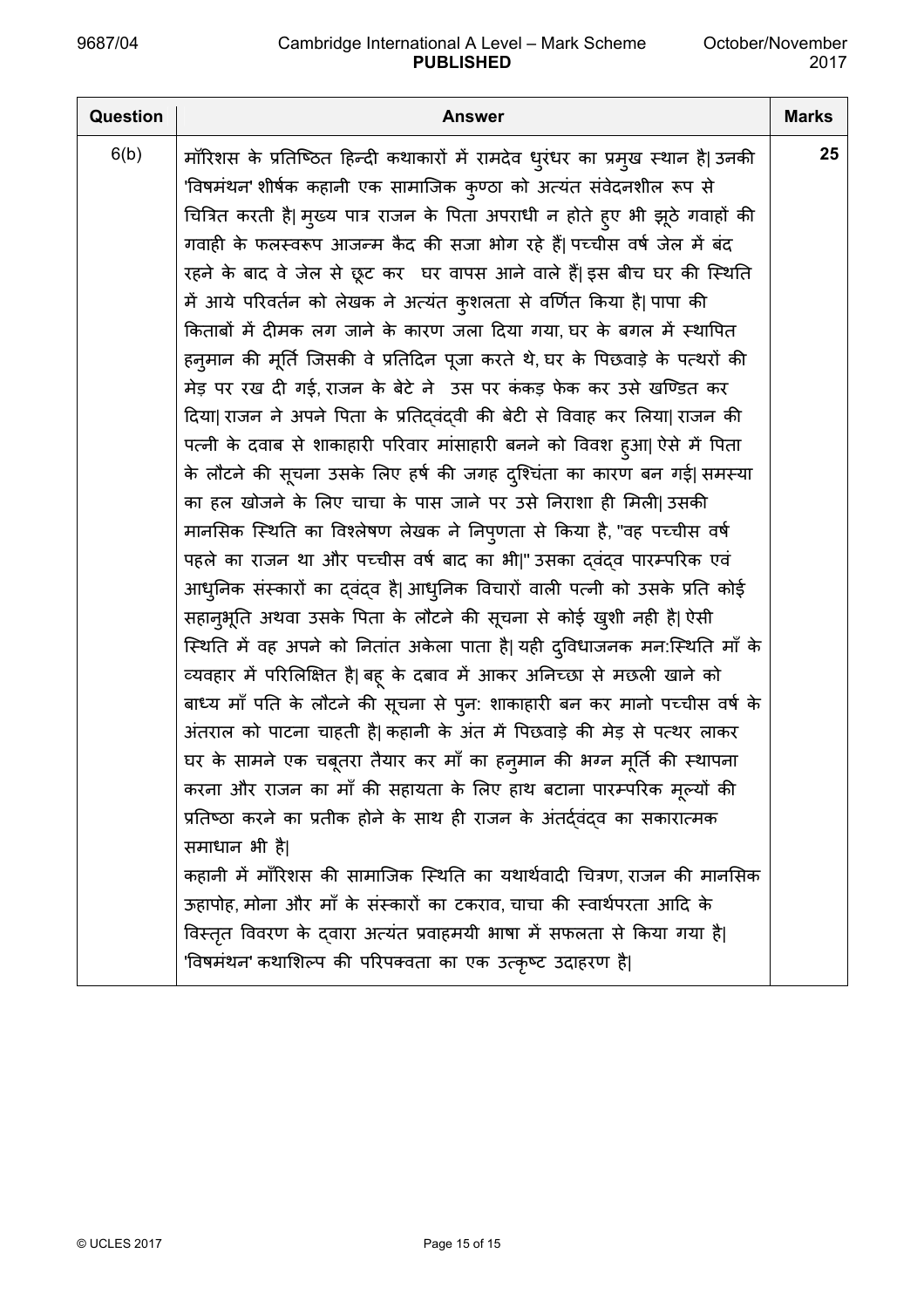| Question | Answer | Marks |
|---|---|---|
| 6(b) | मॉरिशस के प्रतिष्ठित हिन्दी कथाकारों में रामदेव धुरंधर का प्रमुख स्थान है| उनकी 'विषमंथन' शीर्षक कहानी एक सामाजिक कुण्ठा को अत्यंत संवेदनशील रूप से चित्रित करती है| मुख्य पात्र राजन के पिता अपराधी न होते हुए भी झूठे गवाहों की गवाही के फलस्वरूप आजन्म कैद की सजा भोग रहे हैं| पच्चीस वर्ष जेल में बंद रहने के बाद वे जेल से छूट कर घर वापस आने वाले हैं| इस बीच घर की स्थिति में आये परिवर्तन को लेखक ने अत्यंत कुशलता से वर्णित किया है| पापा की किताबों में दीमक लग जाने के कारण जला दिया गया, घर के बगल में स्थापित हनुमान की मूर्ति जिसकी वे प्रतिदिन पूजा करते थे, घर के पिछवाड़े के पत्थरों की मेड़ पर रख दी गई, राजन के बेटे ने उस पर कंकड़ फेक कर उसे खण्डित कर दिया| राजन ने अपने पिता के प्रतिद्वंद्वी की बेटी से विवाह कर लिया| राजन की पत्नी के दवाब से शाकाहारी परिवार मांसाहारी बनने को विवश हुआ| ऐसे में पिता के लौटने की सूचना उसके लिए हर्ष की जगह दुश्चिंता का कारण बन गई| समस्या का हल खोजने के लिए चाचा के पास जाने पर उसे निराशा ही मिली| उसकी मानसिक स्थिति का विश्लेषण लेखक ने निपुणता से किया है, "वह पच्चीस वर्ष पहले का राजन था और पच्चीस वर्ष बाद का भी|" उसका द्वंद्व पारम्परिक एवं आधुनिक संस्कारों का द्वंद्व है| आधुनिक विचारों वाली पत्नी को उसके प्रति कोई सहानुभूति अथवा उसके पिता के लौटने की सूचना से कोई खुशी नही है| ऐसी स्थिति में वह अपने को नितांत अकेला पाता है| यही दुविधाजनक मन:स्थिति माँ के व्यवहार में परिलिक्षित है| बहू के दबाव में आकर अनिच्छा से मछली खाने को बाध्य माँ पति के लौटने की सूचना से पुन: शाकाहारी बन कर मानो पच्चीस वर्ष के अंतराल को पाटना चाहती है| कहानी के अंत में पिछवाड़े की मेड़ से पत्थर लाकर घर के सामने एक चबूतरा तैयार कर माँ का हनुमान की भग्न मूर्ति की स्थापना करना और राजन का माँ की सहायता के लिए हाथ बटाना पारम्परिक मूल्यों की प्रतिष्ठा करने का प्रतीक होने के साथ ही राजन के अंतर्द्वंद्व का सकारात्मक समाधान भी है|<br><br>कहानी में मॉरिशस की सामाजिक स्थिति का यथार्थवादी चित्रण, राजन की मानसिक ऊहापोह, मोना और माँ के संस्कारों का टकराव, चाचा की स्वार्थपरता आदि के विस्तृत विवरण के द्वारा अत्यंत प्रवाहमयी भाषा में सफलता से किया गया है| 'विषमंथन' कथाशिल्प की परिपक्वता का एक उत्कृष्ट उदाहरण है| | 25 |